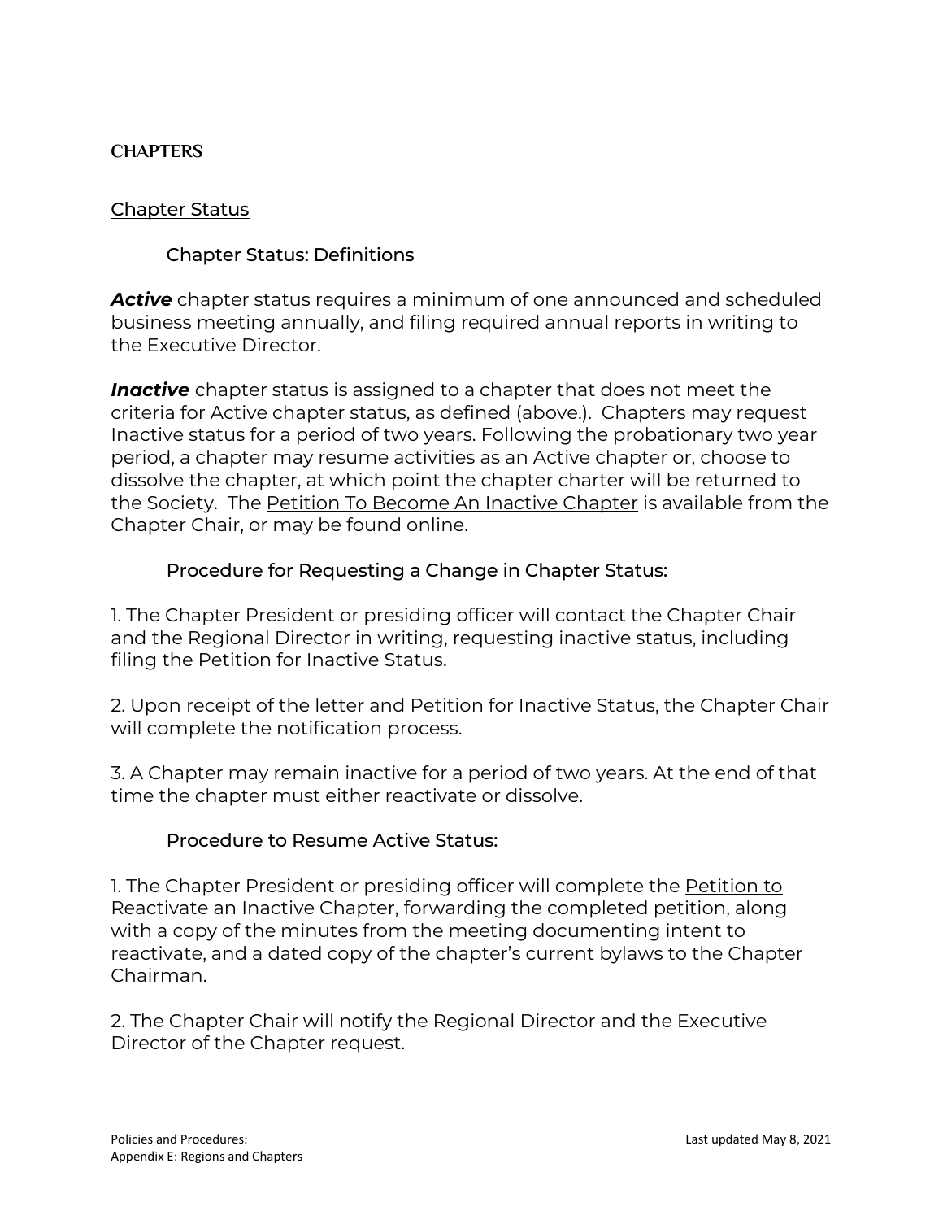# CHAPTERS

## Chapter Status

### Chapter Status: Definitions

***Active*** chapter status requires a minimum of one announced and scheduled business meeting annually, and filing required annual reports in writing to the Executive Director.

***Inactive*** chapter status is assigned to a chapter that does not meet the criteria for Active chapter status, as defined (above.). Chapters may request Inactive status for a period of two years. Following the probationary two year period, a chapter may resume activities as an Active chapter or, choose to dissolve the chapter, at which point the chapter charter will be returned to the Society. The Petition To Become An Inactive Chapter is available from the Chapter Chair, or may be found online.

### Procedure for Requesting a Change in Chapter Status:

1. The Chapter President or presiding officer will contact the Chapter Chair and the Regional Director in writing, requesting inactive status, including filing the Petition for Inactive Status.

2. Upon receipt of the letter and Petition for Inactive Status, the Chapter Chair will complete the notification process.

3. A Chapter may remain inactive for a period of two years. At the end of that time the chapter must either reactivate or dissolve.

### Procedure to Resume Active Status:

1. The Chapter President or presiding officer will complete the Petition to Reactivate an Inactive Chapter, forwarding the completed petition, along with a copy of the minutes from the meeting documenting intent to reactivate, and a dated copy of the chapter's current bylaws to the Chapter Chairman.

2. The Chapter Chair will notify the Regional Director and the Executive Director of the Chapter request.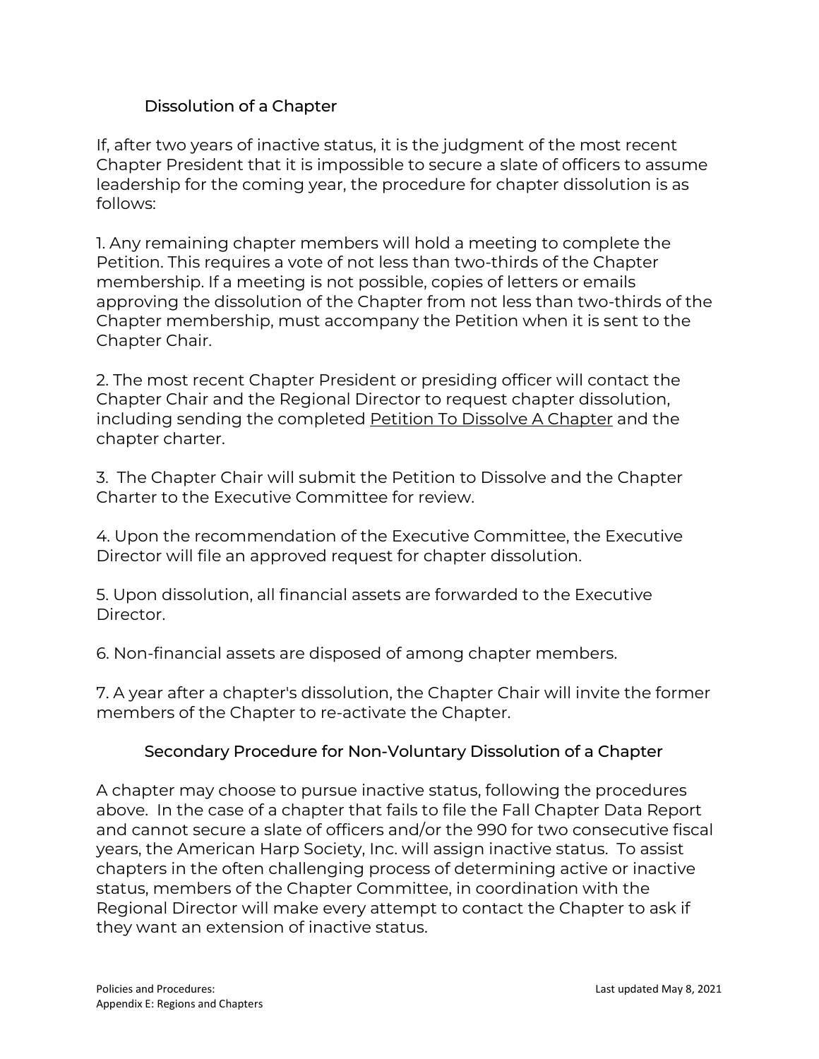## Dissolution of a Chapter

If, after two years of inactive status, it is the judgment of the most recent Chapter President that it is impossible to secure a slate of officers to assume leadership for the coming year, the procedure for chapter dissolution is as follows:

1. Any remaining chapter members will hold a meeting to complete the Petition. This requires a vote of not less than two-thirds of the Chapter membership. If a meeting is not possible, copies of letters or emails approving the dissolution of the Chapter from not less than two-thirds of the Chapter membership, must accompany the Petition when it is sent to the Chapter Chair.

2. The most recent Chapter President or presiding officer will contact the Chapter Chair and the Regional Director to request chapter dissolution, including sending the completed Petition To Dissolve A Chapter and the chapter charter.

3. The Chapter Chair will submit the Petition to Dissolve and the Chapter Charter to the Executive Committee for review.

4. Upon the recommendation of the Executive Committee, the Executive Director will file an approved request for chapter dissolution.

5. Upon dissolution, all financial assets are forwarded to the Executive Director.

6. Non-financial assets are disposed of among chapter members.

7. A year after a chapter's dissolution, the Chapter Chair will invite the former members of the Chapter to re-activate the Chapter.

## Secondary Procedure for Non-Voluntary Dissolution of a Chapter

A chapter may choose to pursue inactive status, following the procedures above. In the case of a chapter that fails to file the Fall Chapter Data Report and cannot secure a slate of officers and/or the 990 for two consecutive fiscal years, the American Harp Society, Inc. will assign inactive status. To assist chapters in the often challenging process of determining active or inactive status, members of the Chapter Committee, in coordination with the Regional Director will make every attempt to contact the Chapter to ask if they want an extension of inactive status.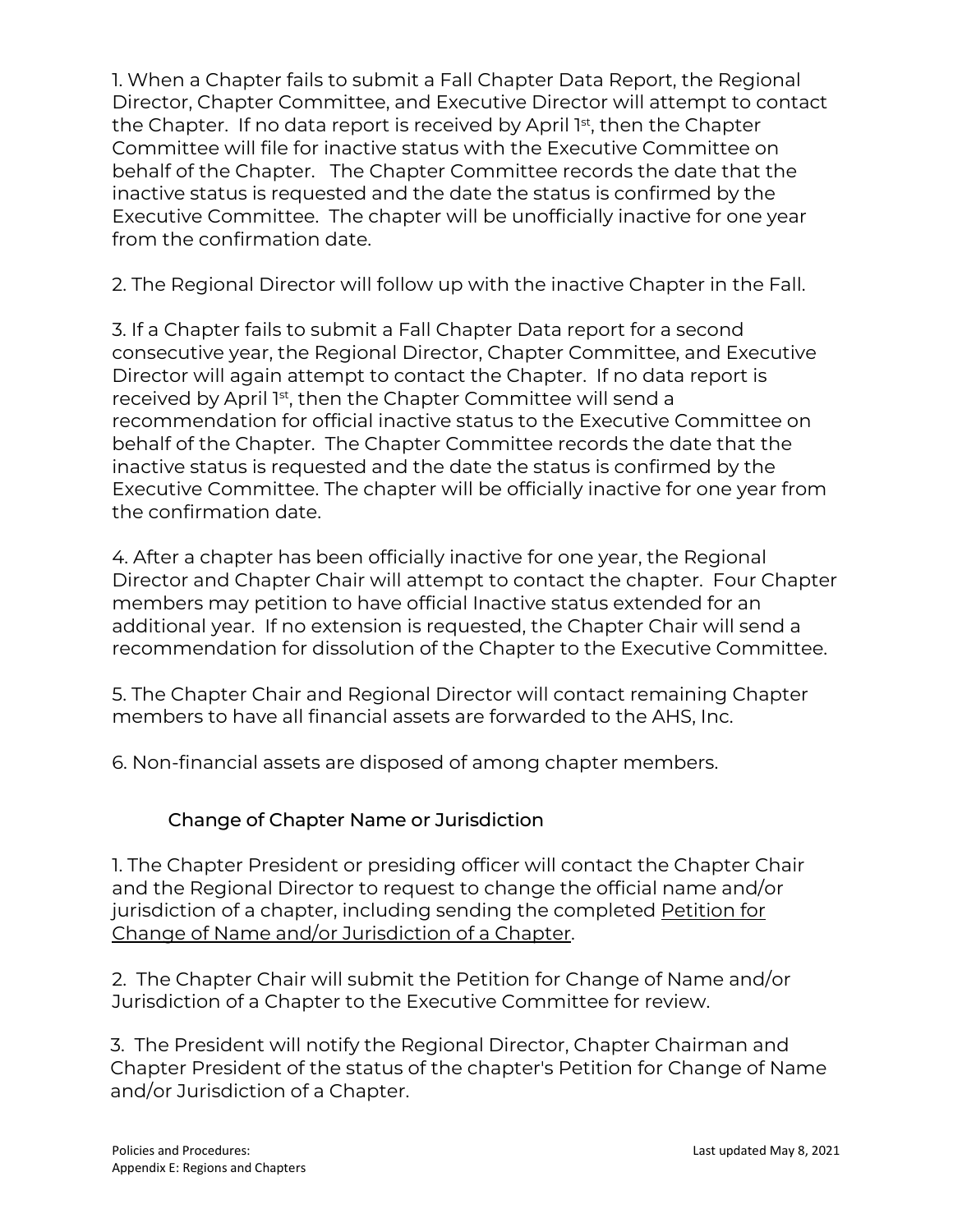1. When a Chapter fails to submit a Fall Chapter Data Report, the Regional Director, Chapter Committee, and Executive Director will attempt to contact the Chapter. If no data report is received by April 1st, then the Chapter Committee will file for inactive status with the Executive Committee on behalf of the Chapter. The Chapter Committee records the date that the inactive status is requested and the date the status is confirmed by the Executive Committee. The chapter will be unofficially inactive for one year from the confirmation date.

2. The Regional Director will follow up with the inactive Chapter in the Fall.

3. If a Chapter fails to submit a Fall Chapter Data report for a second consecutive year, the Regional Director, Chapter Committee, and Executive Director will again attempt to contact the Chapter. If no data report is received by April 1st, then the Chapter Committee will send a recommendation for official inactive status to the Executive Committee on behalf of the Chapter. The Chapter Committee records the date that the inactive status is requested and the date the status is confirmed by the Executive Committee. The chapter will be officially inactive for one year from the confirmation date.

4. After a chapter has been officially inactive for one year, the Regional Director and Chapter Chair will attempt to contact the chapter. Four Chapter members may petition to have official Inactive status extended for an additional year. If no extension is requested, the Chapter Chair will send a recommendation for dissolution of the Chapter to the Executive Committee.

5. The Chapter Chair and Regional Director will contact remaining Chapter members to have all financial assets are forwarded to the AHS, Inc.

6. Non-financial assets are disposed of among chapter members.

## Change of Chapter Name or Jurisdiction

1. The Chapter President or presiding officer will contact the Chapter Chair and the Regional Director to request to change the official name and/or jurisdiction of a chapter, including sending the completed Petition for Change of Name and/or Jurisdiction of a Chapter.

2. The Chapter Chair will submit the Petition for Change of Name and/or Jurisdiction of a Chapter to the Executive Committee for review.

3. The President will notify the Regional Director, Chapter Chairman and Chapter President of the status of the chapter's Petition for Change of Name and/or Jurisdiction of a Chapter.